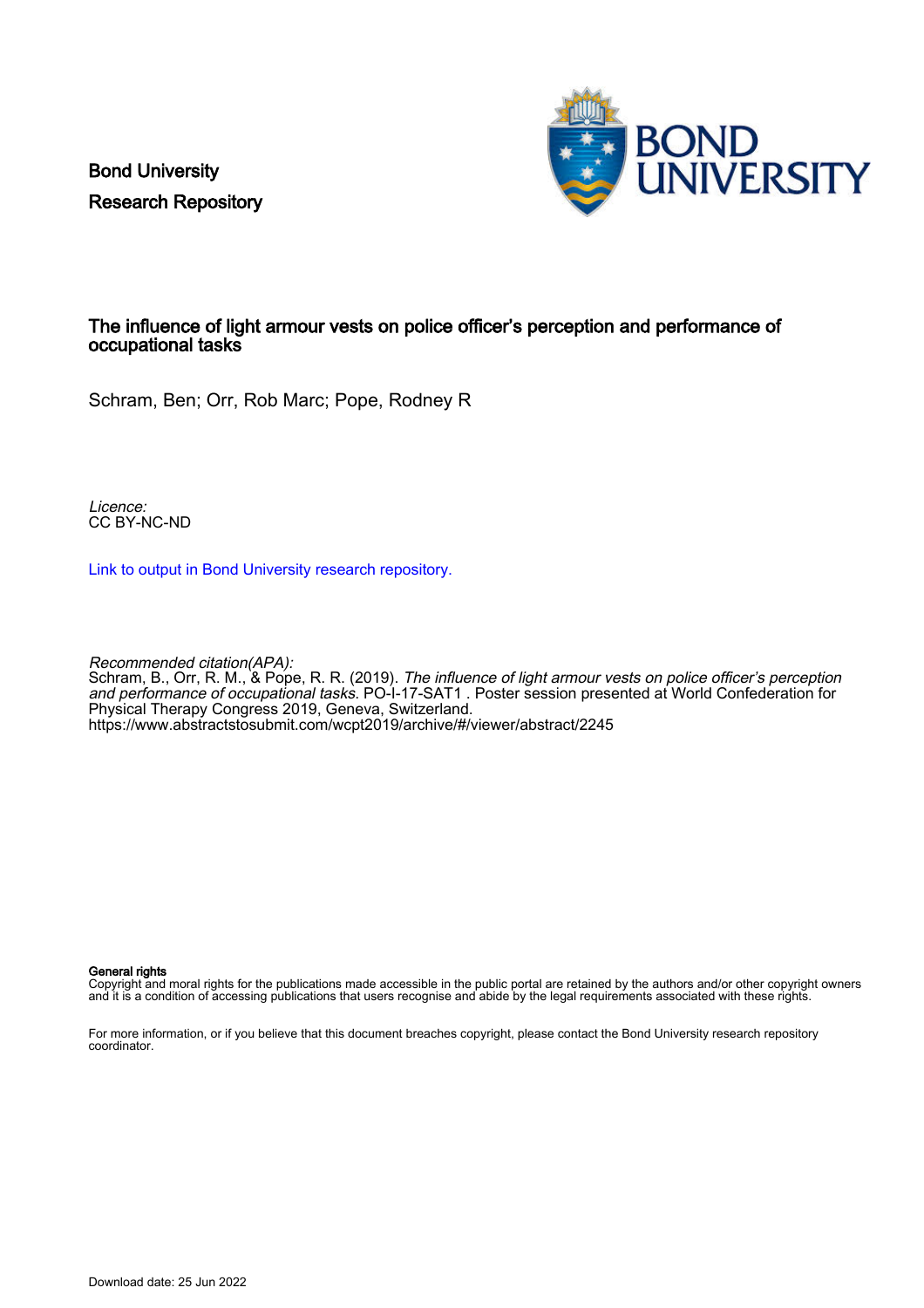Bond University
Research Repository

# The influence of light armour vests on police officer's perception and performance of occupational tasks

Schram, Ben; Orr, Rob Marc; Pope, Rodney R

*Licence:*
CC BY-NC-ND

Link to output in Bond University research repository.

*Recommended citation(APA):*
Schram, B., Orr, R. M., & Pope, R. R. (2019). *The influence of light armour vests on police officer's perception and performance of occupational tasks.* PO-I-17-SAT1 . Poster session presented at World Confederation for Physical Therapy Congress 2019, Geneva, Switzerland.
https://www.abstractstosubmit.com/wcpt2019/archive/#/viewer/abstract/2245

**General rights**
Copyright and moral rights for the publications made accessible in the public portal are retained by the authors and/or other copyright owners and it is a condition of accessing publications that users recognise and abide by the legal requirements associated with these rights.

For more information, or if you believe that this document breaches copyright, please contact the Bond University research repository coordinator.

Download date: 25 Jun 2022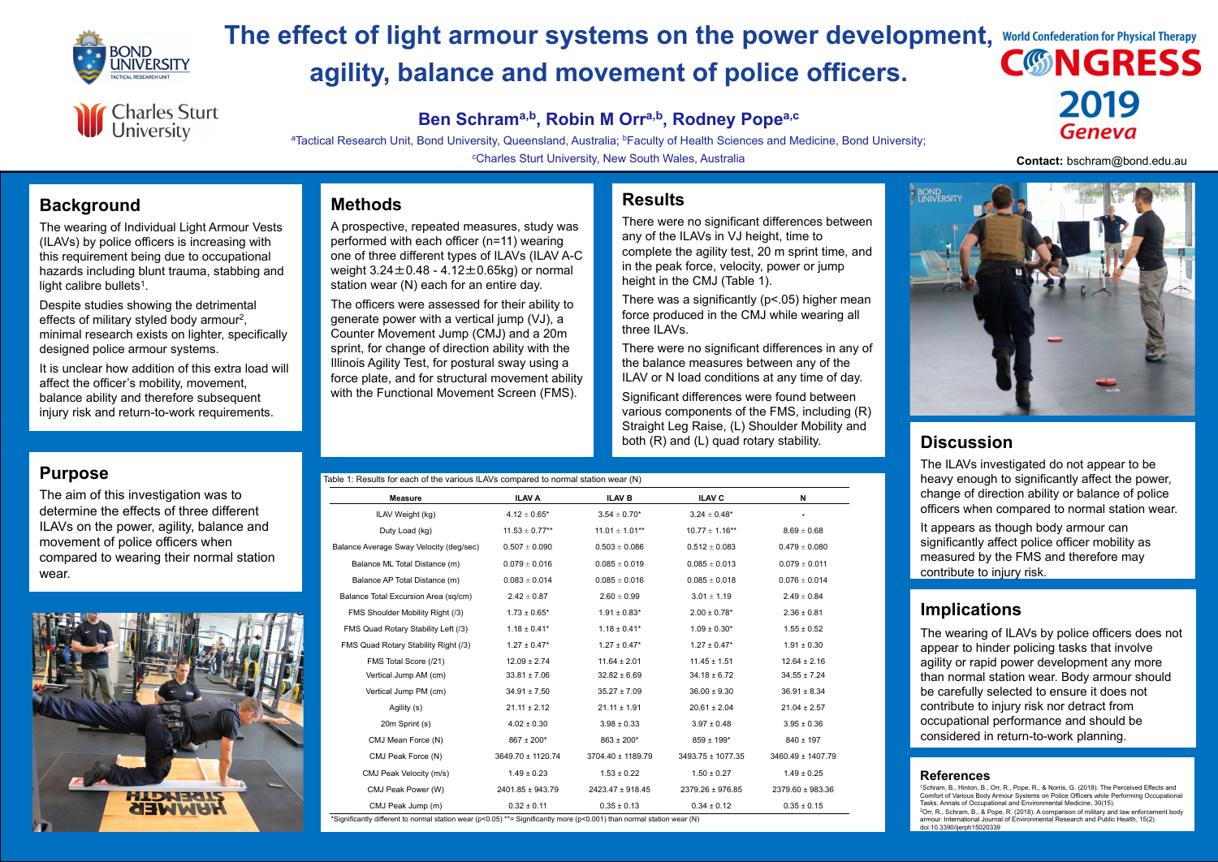# The effect of light armour systems on the power development, agility, balance and movement of police officers.

**Ben Schram[a,b], Robin M Orr[a,b], Rodney Pope[a,c]**

[a]Tactical Research Unit, Bond University, Queensland, Australia; [b]Faculty of Health Sciences and Medicine, Bond University; [c]Charles Sturt University, New South Wales, Australia

World Confederation for Physical Therapy CONGRESS 2019 Geneva

**Contact:** bschram@bond.edu.au

## Background

The wearing of Individual Light Armour Vests (ILAVs) by police officers is increasing with this requirement being due to occupational hazards including blunt trauma, stabbing and light calibre bullets[1].

Despite studies showing the detrimental effects of military styled body armour[2], minimal research exists on lighter, specifically designed police armour systems.

It is unclear how addition of this extra load will affect the officer's mobility, movement, balance ability and therefore subsequent injury risk and return-to-work requirements.

## Purpose

The aim of this investigation was to determine the effects of three different ILAVs on the power, agility, balance and movement of police officers when compared to wearing their normal station wear.

## Methods

A prospective, repeated measures, study was performed with each officer (n=11) wearing one of three different types of ILAVs (ILAV A-C weight 3.24±0.48 - 4.12±0.65kg) or normal station wear (N) each for an entire day.

The officers were assessed for their ability to generate power with a vertical jump (VJ), a Counter Movement Jump (CMJ) and a 20m sprint, for change of direction ability with the Illinois Agility Test, for postural sway using a force plate, and for structural movement ability with the Functional Movement Screen (FMS).

## Results

There were no significant differences between any of the ILAVs in VJ height, time to complete the agility test, 20 m sprint time, and in the peak force, velocity, power or jump height in the CMJ (Table 1).

There was a significantly ($p<.05$) higher mean force produced in the CMJ while wearing all three ILAVs.

There were no significant differences in any of the balance measures between any of the ILAV or N load conditions at any time of day.

Significant differences were found between various components of the FMS, including (R) Straight Leg Raise, (L) Shoulder Mobility and both (R) and (L) quad rotary stability.

Table 1: Results for each of the various ILAVs compared to normal station wear (N)

| Measure | ILAV A | ILAV B | ILAV C | N |
|---|---|---|---|---|
| ILAV Weight (kg) | 4.12 ± 0.65* | 3.54 ± 0.70* | 3.24 ± 0.48* | - |
| Duty Load (kg) | 11.53 ± 0.77** | 11.01 ± 1.01** | 10.77 ± 1.16** | 8.69 ± 0.68 |
| Balance Average Sway Velocity (deg/sec) | 0.507 ± 0.090 | 0.503 ± 0.086 | 0.512 ± 0.083 | 0.479 ± 0.080 |
| Balance ML Total Distance (m) | 0.079 ± 0.016 | 0.085 ± 0.019 | 0.085 ± 0.013 | 0.079 ± 0.011 |
| Balance AP Total Distance (m) | 0.083 ± 0.014 | 0.085 ± 0.016 | 0.085 ± 0.018 | 0.076 ± 0.014 |
| Balance Total Excursion Area (sq/cm) | 2.42 ± 0.87 | 2.60 ± 0.99 | 3.01 ± 1.19 | 2.49 ± 0.84 |
| FMS Shoulder Mobility Right (/3) | 1.73 ± 0.65* | 1.91 ± 0.83* | 2.00 ± 0.78* | 2.36 ± 0.81 |
| FMS Quad Rotary Stability Left (/3) | 1.18 ± 0.41* | 1.18 ± 0.41* | 1.09 ± 0.30* | 1.55 ± 0.52 |
| FMS Quad Rotary Stability Right (/3) | 1.27 ± 0.47* | 1.27 ± 0.47* | 1.27 ± 0.47* | 1.91 ± 0.30 |
| FMS Total Score (/21) | 12.09 ± 2.74 | 11.64 ± 2.01 | 11.45 ± 1.51 | 12.64 ± 2.16 |
| Vertical Jump AM (cm) | 33.81 ± 7.06 | 32.82 ± 6.69 | 34.18 ± 6.72 | 34.55 ± 7.24 |
| Vertical Jump PM (cm) | 34.91 ± 7.50 | 35.27 ± 7.09 | 36.00 ± 9.30 | 36.91 ± 8.34 |
| Agility (s) | 21.11 ± 2.12 | 21.11 ± 1.91 | 20.61 ± 2.04 | 21.04 ± 2.57 |
| 20m Sprint (s) | 4.02 ± 0.30 | 3.98 ± 0.33 | 3.97 ± 0.48 | 3.95 ± 0.36 |
| CMJ Mean Force (N) | 867 ± 200* | 863 ± 200* | 859 ± 199* | 840 ± 197 |
| CMJ Peak Force (N) | 3649.70 ± 1120.74 | 3704.40 ± 1189.79 | 3493.75 ± 1077.35 | 3460.49 ± 1407.79 |
| CMJ Peak Velocity (m/s) | 1.49 ± 0.23 | 1.53 ± 0.22 | 1.50 ± 0.27 | 1.49 ± 0.25 |
| CMJ Peak Power (W) | 2401.85 ± 943.79 | 2423.47 ± 918.45 | 2379.26 ± 976.85 | 2379.60 ± 983.36 |
| CMJ Peak Jump (m) | 0.32 ± 0.11 | 0.35 ± 0.13 | 0.34 ± 0.12 | 0.35 ± 0.15 |

*Significantly different to normal station wear ($p<0.05$) **= Significantly more ($p<0.001$) than normal station wear (N)

## Discussion

The ILAVs investigated do not appear to be heavy enough to significantly affect the power, change of direction ability or balance of police officers when compared to normal station wear.

It appears as though body armour can significantly affect police officer mobility as measured by the FMS and therefore may contribute to injury risk.

## Implications

The wearing of ILAVs by police officers does not appear to hinder policing tasks that involve agility or rapid power development any more than normal station wear. Body armour should be carefully selected to ensure it does not contribute to injury risk nor detract from occupational performance and should be considered in return-to-work planning.

## References

[1]Schram, B., Hinton, B., Orr, R., Pope, R., & Norris, G. (2018). The Perceived Effects and Comfort of Various Body Armour Systems on Police Officers while Performing Occupational Tasks. Annals of Occupational and Environmental Medicine, 30(15).

[2]Orr, R., Schram, B., & Pope, R. (2018). A comparison of military and law enforcement body armour. International Journal of Environmental Research and Public Health, 15(2). doi:10.3390/ijerph15020339